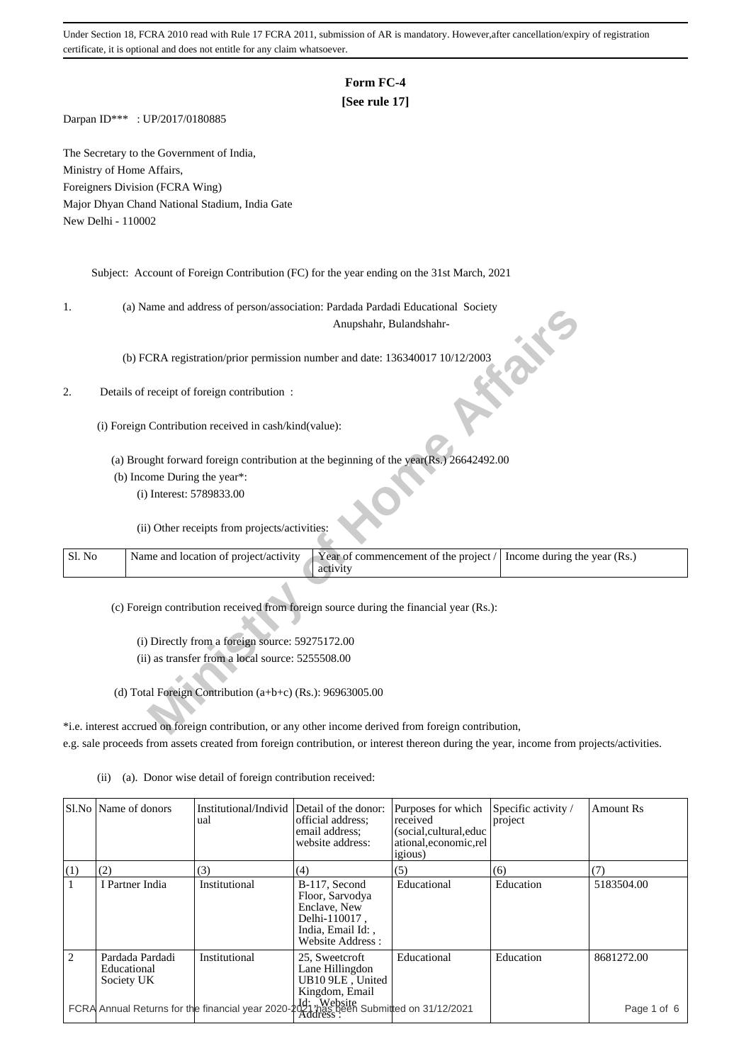Under Section 18, FCRA 2010 read with Rule 17 FCRA 2011, submission of AR is mandatory. However,after cancellation/expiry of registration certificate, it is optional and does not entitle for any claim whatsoever.

# Form FC-4

**[See rule 17]**

Darpan ID*** : UP/2017/0180885

The Secretary to the Government of India,
Ministry of Home Affairs,
Foreigners Division (FCRA Wing)
Major Dhyan Chand National Stadium, India Gate
New Delhi - 110002

Subject: Account of Foreign Contribution (FC) for the year ending on the 31st March, 2021

1. (a) Name and address of person/association: Pardada Pardadi Educational Society
Anupshahr, Bulandshahr-

   (b) FCRA registration/prior permission number and date: 136340017 10/12/2003

2. Details of receipt of foreign contribution :

   (i) Foreign Contribution received in cash/kind(value):

   (a) Brought forward foreign contribution at the beginning of the year(Rs.) 26642492.00

   (b) Income During the year*:

   (i) Interest: 5789833.00

   (ii) Other receipts from projects/activities:

| Sl. No | Name and location of project/activity | Year of commencement of the project / activity | Income during the year (Rs.) |
|---|---|---|---|

   (c) Foreign contribution received from foreign source during the financial year (Rs.):

   (i) Directly from a foreign source: 59275172.00

   (ii) as transfer from a local source: 5255508.00

   (d) Total Foreign Contribution (a+b+c) (Rs.): 96963005.00

*i.e. interest accrued on foreign contribution, or any other income derived from foreign contribution, e.g. sale proceeds from assets created from foreign contribution, or interest thereon during the year, income from projects/activities.

(ii) (a). Donor wise detail of foreign contribution received:

| Sl.No | Name of donors | Institutional/Individual | Detail of the donor: official address; email address; website address: | Purposes for which received (social,cultural,educational,economic,religious) | Specific activity / project | Amount Rs |
|---|---|---|---|---|---|---|
| (1) | (2) | (3) | (4) | (5) | (6) | (7) |
| 1 | I Partner India | Institutional | B-117, Second Floor, Sarvodya Enclave, New Delhi-110017 , India, Email Id: , Website Address : | Educational | Education | 5183504.00 |
| 2 | Pardada Pardadi Educational Society UK | Institutional | 25, Sweetcroft Lane Hillingdon UB10 9LE , United Kingdom, Email Id: , Website Address : | Educational | Education | 8681272.00 |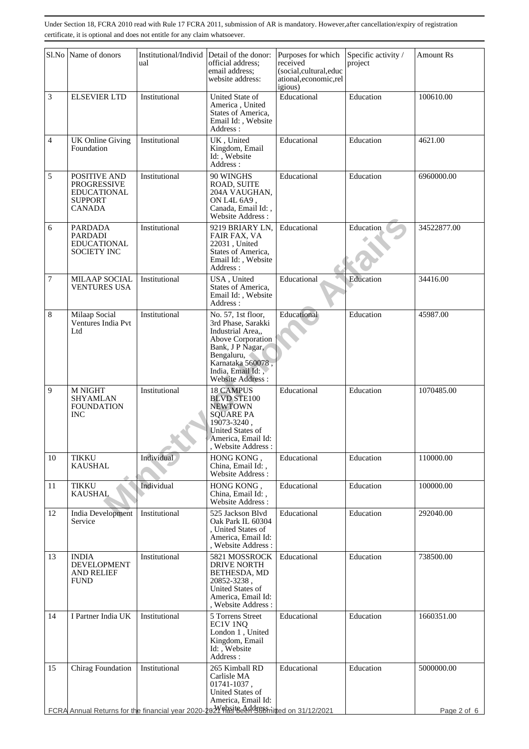Under Section 18, FCRA 2010 read with Rule 17 FCRA 2011, submission of AR is mandatory. However,after cancellation/expiry of registration certificate, it is optional and does not entitle for any claim whatsoever.

| Sl.No | Name of donors | Institutional/Individual | Detail of the donor: official address; email address; website address: | Purposes for which received (social,cultural,educational,economic,religious) | Specific activity / project | Amount Rs |
|---|---|---|---|---|---|---|
| 3 | ELSEVIER LTD | Institutional | United State of America , United States of America, Email Id: , Website Address : | Educational | Education | 100610.00 |
| 4 | UK Online Giving Foundation | Institutional | UK , United Kingdom, Email Id: , Website Address : | Educational | Education | 4621.00 |
| 5 | POSITIVE AND PROGRESSIVE EDUCATIONAL SUPPORT CANADA | Institutional | 90 WINGHS ROAD, SUITE 204A VAUGHAN, ON L4L 6A9 , Canada, Email Id: , Website Address : | Educational | Education | 6960000.00 |
| 6 | PARDADA PARDADI EDUCATIONAL SOCIETY INC | Institutional | 9219 BRIARY LN, FAIR FAX, VA 22031 , United States of America, Email Id: , Website Address : | Educational | Education | 34522877.00 |
| 7 | MILAAP SOCIAL VENTURES USA | Institutional | USA , United States of America, Email Id: , Website Address : | Educational | Education | 34416.00 |
| 8 | Milaap Social Ventures India Pvt Ltd | Institutional | No. 57, 1st floor, 3rd Phase, Sarakki Industrial Area,, Above Corporation Bank, J P Nagar, Bengaluru, Karnataka 560078 , India, Email Id: , Website Address : | Educational | Education | 45987.00 |
| 9 | M NIGHT SHYAMLAN FOUNDATION INC | Institutional | 18 CAMPUS BLVD STE100 NEWTOWN SQUARE PA 19073-3240 , United States of America, Email Id: , Website Address : | Educational | Education | 1070485.00 |
| 10 | TIKKU KAUSHAL | Individual | HONG KONG , China, Email Id: , Website Address : | Educational | Education | 110000.00 |
| 11 | TIKKU KAUSHAL | Individual | HONG KONG , China, Email Id: , Website Address : | Educational | Education | 100000.00 |
| 12 | India Development Service | Institutional | 525 Jackson Blvd Oak Park IL 60304 , United States of America, Email Id: , Website Address : | Educational | Education | 292040.00 |
| 13 | INDIA DEVELOPMENT AND RELIEF FUND | Institutional | 5821 MOSSROCK DRIVE NORTH BETHESDA, MD 20852-3238 , United States of America, Email Id: , Website Address : | Educational | Education | 738500.00 |
| 14 | I Partner India UK | Institutional | 5 Torrens Street EC1V 1NQ London 1 , United Kingdom, Email Id: , Website Address : | Educational | Education | 1660351.00 |
| 15 | Chirag Foundation | Institutional | 265 Kimball RD Carlisle MA 01741-1037 , United States of America, Email Id: , Website Address : | Educational | Education | 5000000.00 |

FCRA Annual Returns for the financial year 2020-2021 has been Submitted on 31/12/2021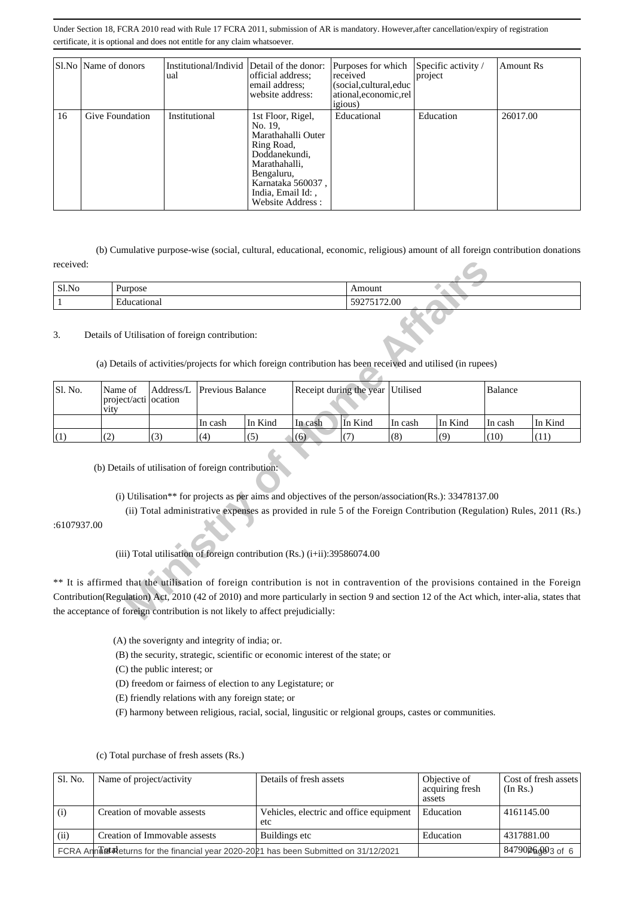Under Section 18, FCRA 2010 read with Rule 17 FCRA 2011, submission of AR is mandatory. However,after cancellation/expiry of registration certificate, it is optional and does not entitle for any claim whatsoever.

| Sl.No | Name of donors | Institutional/Individual | Detail of the donor: official address; email address; website address: | Purposes for which received (social,cultural,educational,economic,religious) | Specific activity / project | Amount Rs |
|---|---|---|---|---|---|---|
| 16 | Give Foundation | Institutional | 1st Floor, Rigel, No. 19, Marathahalli Outer Ring Road, Doddanekundi, Marathahalli, Bengaluru, Karnataka 560037 , India, Email Id: , Website Address : | Educational | Education | 26017.00 |

(b) Cumulative purpose-wise (social, cultural, educational, economic, religious) amount of all foreign contribution donations received:

| Sl.No | Purpose | Amount |
|---|---|---|
| 1 | Educational | 59275172.00 |

3. Details of Utilisation of foreign contribution:

(a) Details of activities/projects for which foreign contribution has been received and utilised (in rupees)

| Sl. No. | Name of project/activity | Address/Location | Previous Balance | | Receipt during the year | | Utilised | | Balance | |
|---|---|---|---|---|---|---|---|---|---|---|
| | | | In cash | In Kind | In cash | In Kind | In cash | In Kind | In cash | In Kind |
| (1) | (2) | (3) | (4) | (5) | (6) | (7) | (8) | (9) | (10) | (11) |

(b) Details of utilisation of foreign contribution:

(i) Utilisation** for projects as per aims and objectives of the person/association(Rs.): 33478137.00

(ii) Total administrative expenses as provided in rule 5 of the Foreign Contribution (Regulation) Rules, 2011 (Rs.) :6107937.00

(iii) Total utilisation of foreign contribution (Rs.) (i+ii):39586074.00

** It is affirmed that the utilisation of foreign contribution is not in contravention of the provisions contained in the Foreign Contribution(Regulation) Act, 2010 (42 of 2010) and more particularly in section 9 and section 12 of the Act which, inter-alia, states that the acceptance of foreign contribution is not likely to affect prejudicially:

(A) the soverignty and integrity of india; or.

(B) the security, strategic, scientific or economic interest of the state; or

(C) the public interest; or

(D) freedom or fairness of election to any Legistature; or

(E) friendly relations with any foreign state; or

(F) harmony between religious, racial, social, lingusitic or relgional groups, castes or communities.

(c) Total purchase of fresh assets (Rs.)

| Sl. No. | Name of project/activity | Details of fresh assets | Objective of acquiring fresh assets | Cost of fresh assets (In Rs.) |
|---|---|---|---|---|
| (i) | Creation of movable assests | Vehicles, electric and office equipment etc | Education | 4161145.00 |
| (ii) | Creation of Immovable assests | Buildings etc | Education | 4317881.00 |
| | Total | | | 8479026.00 |

FCRA Annual Returns for the financial year 2020-2021 has been Submitted on 31/12/2021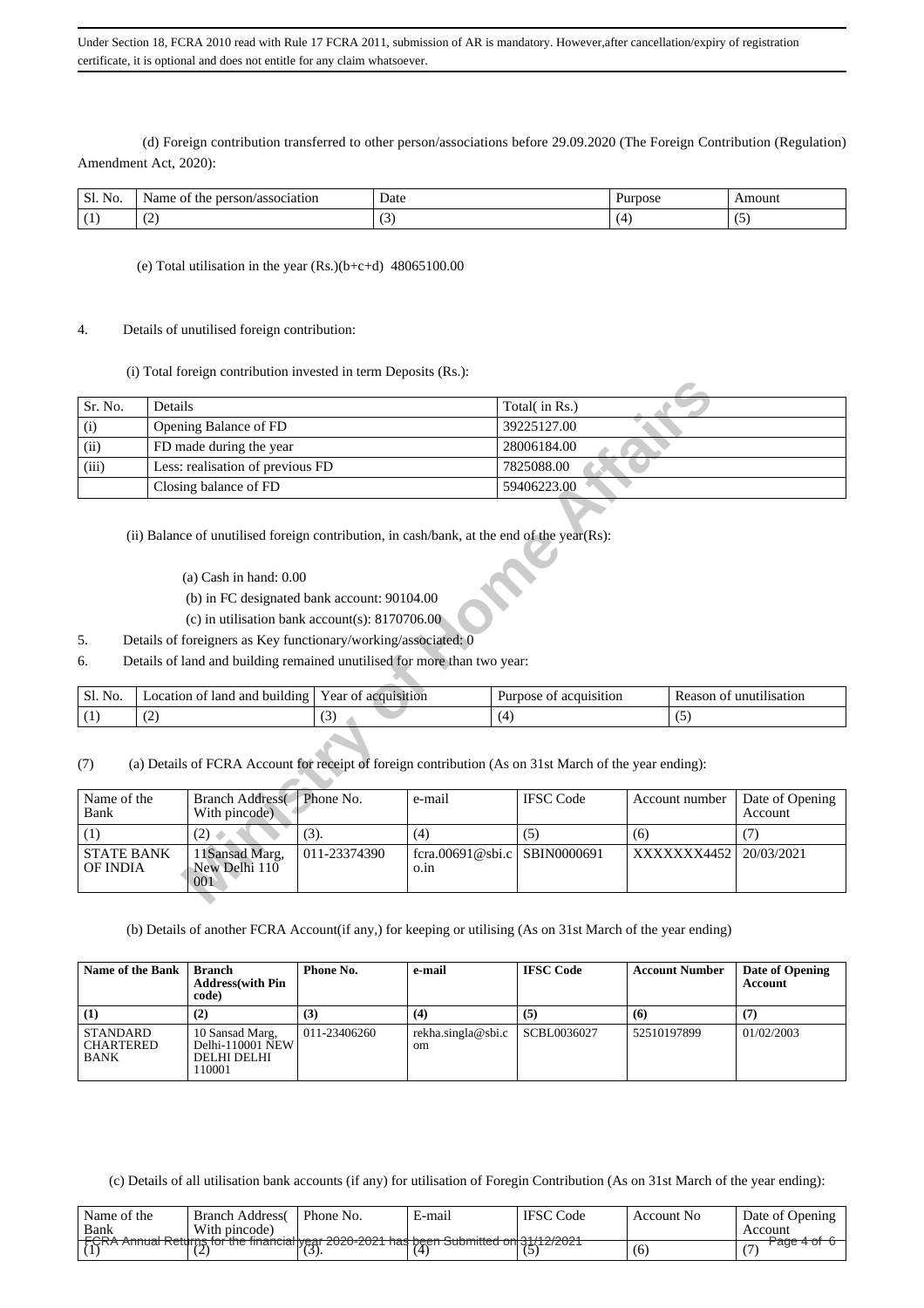Under Section 18, FCRA 2010 read with Rule 17 FCRA 2011, submission of AR is mandatory. However,after cancellation/expiry of registration certificate, it is optional and does not entitle for any claim whatsoever.

(d) Foreign contribution transferred to other person/associations before 29.09.2020 (The Foreign Contribution (Regulation) Amendment Act, 2020):

| Sl. No. | Name of the person/association | Date | Purpose | Amount |
|---|---|---|---|---|
| (1) | (2) | (3) | (4) | (5) |

(e) Total utilisation in the year (Rs.)(b+c+d) 48065100.00

4. Details of unutilised foreign contribution:

(i) Total foreign contribution invested in term Deposits (Rs.):

| Sr. No. | Details | Total( in Rs.) |
|---|---|---|
| (i) | Opening Balance of FD | 39225127.00 |
| (ii) | FD made during the year | 28006184.00 |
| (iii) | Less: realisation of previous FD | 7825088.00 |
| | Closing balance of FD | 59406223.00 |

(ii) Balance of unutilised foreign contribution, in cash/bank, at the end of the year(Rs):

(a) Cash in hand: 0.00

(b) in FC designated bank account: 90104.00

(c) in utilisation bank account(s): 8170706.00

5. Details of foreigners as Key functionary/working/associated: 0

6. Details of land and building remained unutilised for more than two year:

| Sl. No. | Location of land and building | Year of acquisition | Purpose of acquisition | Reason of unutilisation |
|---|---|---|---|---|
| (1) | (2) | (3) | (4) | (5) |

(7) (a) Details of FCRA Account for receipt of foreign contribution (As on 31st March of the year ending):

| Name of the Bank | Branch Address( With pincode) | Phone No. | e-mail | IFSC Code | Account number | Date of Opening Account |
|---|---|---|---|---|---|---|
| (1) | (2) | (3). | (4) | (5) | (6) | (7) |
| STATE BANK OF INDIA | 11Sansad Marg, New Delhi 110 001 | 011-23374390 | fcra.00691@sbi.co.in | SBIN0000691 | XXXXXXX4452 | 20/03/2021 |

(b) Details of another FCRA Account(if any,) for keeping or utilising (As on 31st March of the year ending)

| Name of the Bank | Branch Address(with Pin code) | Phone No. | e-mail | IFSC Code | Account Number | Date of Opening Account |
|---|---|---|---|---|---|---|
| (1) | (2) | (3) | (4) | (5) | (6) | (7) |
| STANDARD CHARTERED BANK | 10 Sansad Marg, Delhi-110001 NEW DELHI DELHI 110001 | 011-23406260 | rekha.singla@sbi.com | SCBL0036027 | 52510197899 | 01/02/2003 |

(c) Details of all utilisation bank accounts (if any) for utilisation of Foregin Contribution (As on 31st March of the year ending):

| Name of the Bank | Branch Address( With pincode) | Phone No. | E-mail | IFSC Code | Account No | Date of Opening Account |
|---|---|---|---|---|---|---|
| (1) | (2) | (3). | (4) | (5) | (6) | (7) |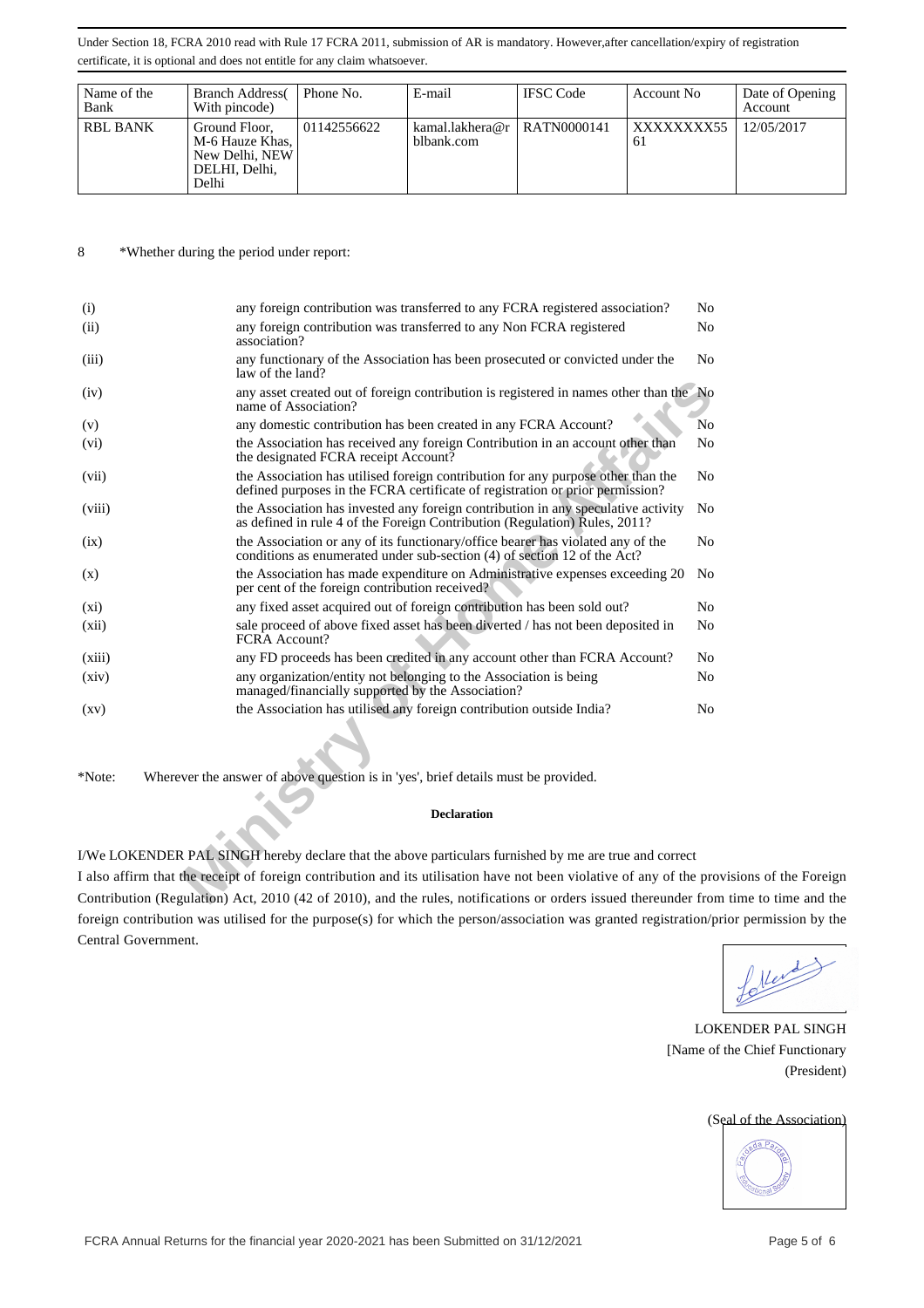Under Section 18, FCRA 2010 read with Rule 17 FCRA 2011, submission of AR is mandatory. However,after cancellation/expiry of registration certificate, it is optional and does not entitle for any claim whatsoever.

| Name of the Bank | Branch Address( With pincode) | Phone No. | E-mail | IFSC Code | Account No | Date of Opening Account |
|---|---|---|---|---|---|---|
| RBL BANK | Ground Floor, M-6 Hauze Khas, New Delhi, NEW DELHI, Delhi, Delhi | 01142556622 | kamal.lakhera@rblbank.com | RATN0000141 | XXXXXXXX5561 | 12/05/2017 |

8 *Whether during the period under report:

| | | |
|---|---|---|
| (i) | any foreign contribution was transferred to any FCRA registered association? | No |
| (ii) | any foreign contribution was transferred to any Non FCRA registered association? | No |
| (iii) | any functionary of the Association has been prosecuted or convicted under the law of the land? | No |
| (iv) | any asset created out of foreign contribution is registered in names other than the name of Association? | No |
| (v) | any domestic contribution has been created in any FCRA Account? | No |
| (vi) | the Association has received any foreign Contribution in an account other than the designated FCRA receipt Account? | No |
| (vii) | the Association has utilised foreign contribution for any purpose other than the defined purposes in the FCRA certificate of registration or prior permission? | No |
| (viii) | the Association has invested any foreign contribution in any speculative activity as defined in rule 4 of the Foreign Contribution (Regulation) Rules, 2011? | No |
| (ix) | the Association or any of its functionary/office bearer has violated any of the conditions as enumerated under sub-section (4) of section 12 of the Act? | No |
| (x) | the Association has made expenditure on Administrative expenses exceeding 20 per cent of the foreign contribution received? | No |
| (xi) | any fixed asset acquired out of foreign contribution has been sold out? | No |
| (xii) | sale proceed of above fixed asset has been diverted / has not been deposited in FCRA Account? | No |
| (xiii) | any FD proceeds has been credited in any account other than FCRA Account? | No |
| (xiv) | any organization/entity not belonging to the Association is being managed/financially supported by the Association? | No |
| (xv) | the Association has utilised any foreign contribution outside India? | No |

*Note: Wherever the answer of above question is in 'yes', brief details must be provided.

**Declaration**

I/We LOKENDER PAL SINGH hereby declare that the above particulars furnished by me are true and correct

I also affirm that the receipt of foreign contribution and its utilisation have not been violative of any of the provisions of the Foreign Contribution (Regulation) Act, 2010 (42 of 2010), and the rules, notifications or orders issued thereunder from time to time and the foreign contribution was utilised for the purpose(s) for which the person/association was granted registration/prior permission by the Central Government.

LOKENDER PAL SINGH
[Name of the Chief Functionary
(President)

(Seal of the Association)

FCRA Annual Returns for the financial year 2020-2021 has been Submitted on 31/12/2021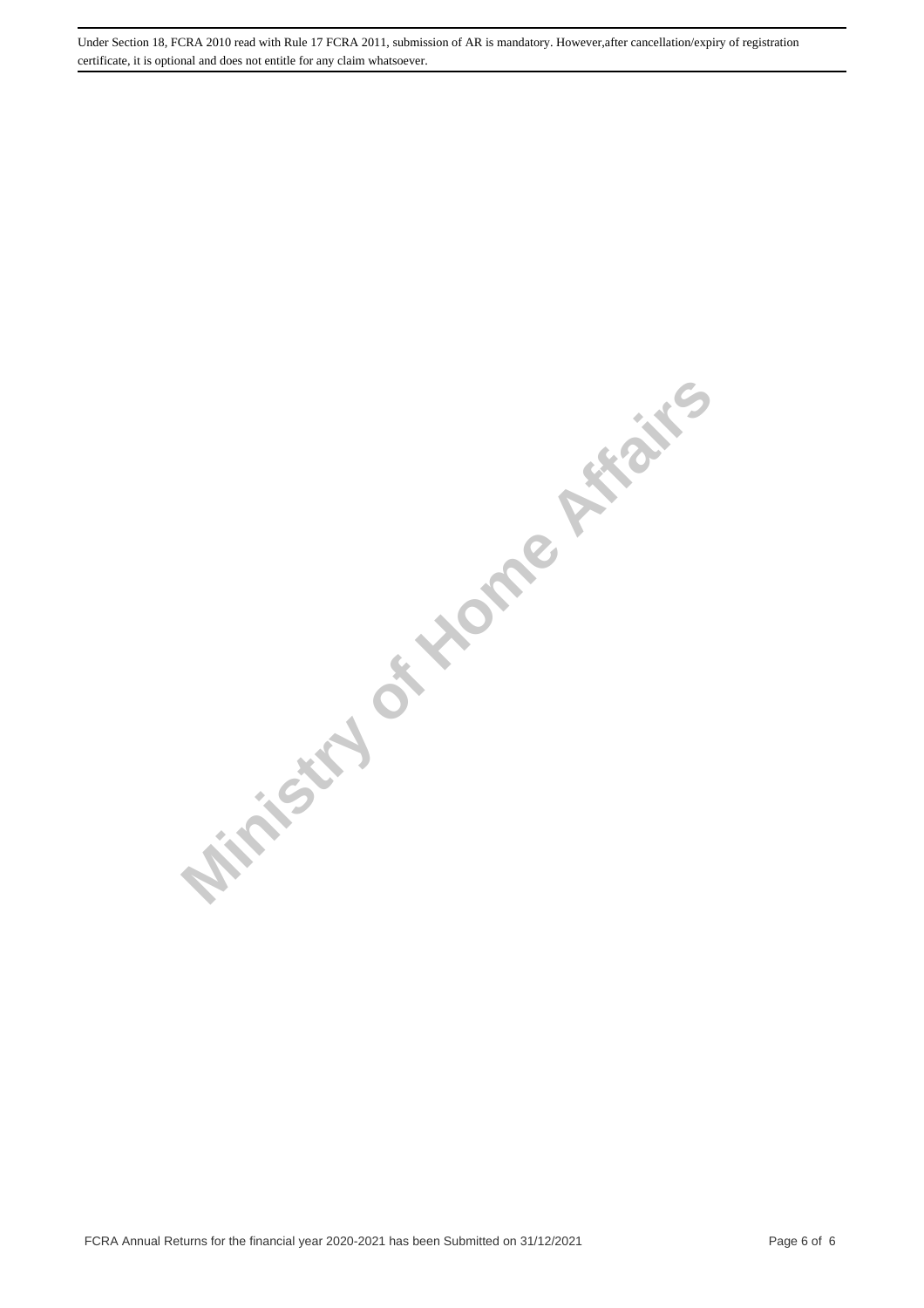Under Section 18, FCRA 2010 read with Rule 17 FCRA 2011, submission of AR is mandatory. However,after cancellation/expiry of registration certificate, it is optional and does not entitle for any claim whatsoever.